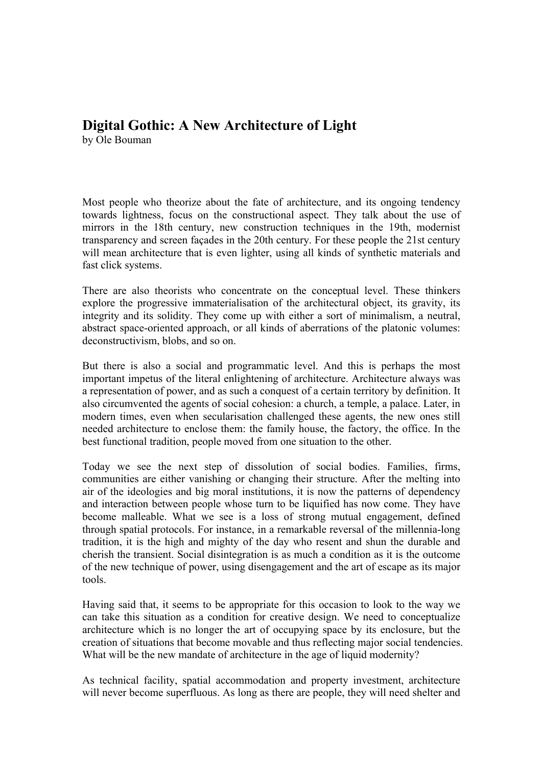# Digital Gothic: A New Architecture of Light

by Ole Bouman

Most people who theorize about the fate of architecture, and its ongoing tendency towards lightness, focus on the constructional aspect. They talk about the use of mirrors in the 18th century, new construction techniques in the 19th, modernist transparency and screen façades in the 20th century. For these people the 21st century will mean architecture that is even lighter, using all kinds of synthetic materials and fast click systems.

There are also theorists who concentrate on the conceptual level. These thinkers explore the progressive immaterialisation of the architectural object, its gravity, its integrity and its solidity. They come up with either a sort of minimalism, a neutral, abstract space-oriented approach, or all kinds of aberrations of the platonic volumes: deconstructivism, blobs, and so on.

But there is also a social and programmatic level. And this is perhaps the most important impetus of the literal enlightening of architecture. Architecture always was a representation of power, and as such a conquest of a certain territory by definition. It also circumvented the agents of social cohesion: a church, a temple, a palace. Later, in modern times, even when secularisation challenged these agents, the new ones still needed architecture to enclose them: the family house, the factory, the office. In the best functional tradition, people moved from one situation to the other.

Today we see the next step of dissolution of social bodies. Families, firms, communities are either vanishing or changing their structure. After the melting into air of the ideologies and big moral institutions, it is now the patterns of dependency and interaction between people whose turn to be liquified has now come. They have become malleable. What we see is a loss of strong mutual engagement, defined through spatial protocols. For instance, in a remarkable reversal of the millennia-long tradition, it is the high and mighty of the day who resent and shun the durable and cherish the transient. Social disintegration is as much a condition as it is the outcome of the new technique of power, using disengagement and the art of escape as its major tools.

Having said that, it seems to be appropriate for this occasion to look to the way we can take this situation as a condition for creative design. We need to conceptualize architecture which is no longer the art of occupying space by its enclosure, but the creation of situations that become movable and thus reflecting major social tendencies. What will be the new mandate of architecture in the age of liquid modernity?

As technical facility, spatial accommodation and property investment, architecture will never become superfluous. As long as there are people, they will need shelter and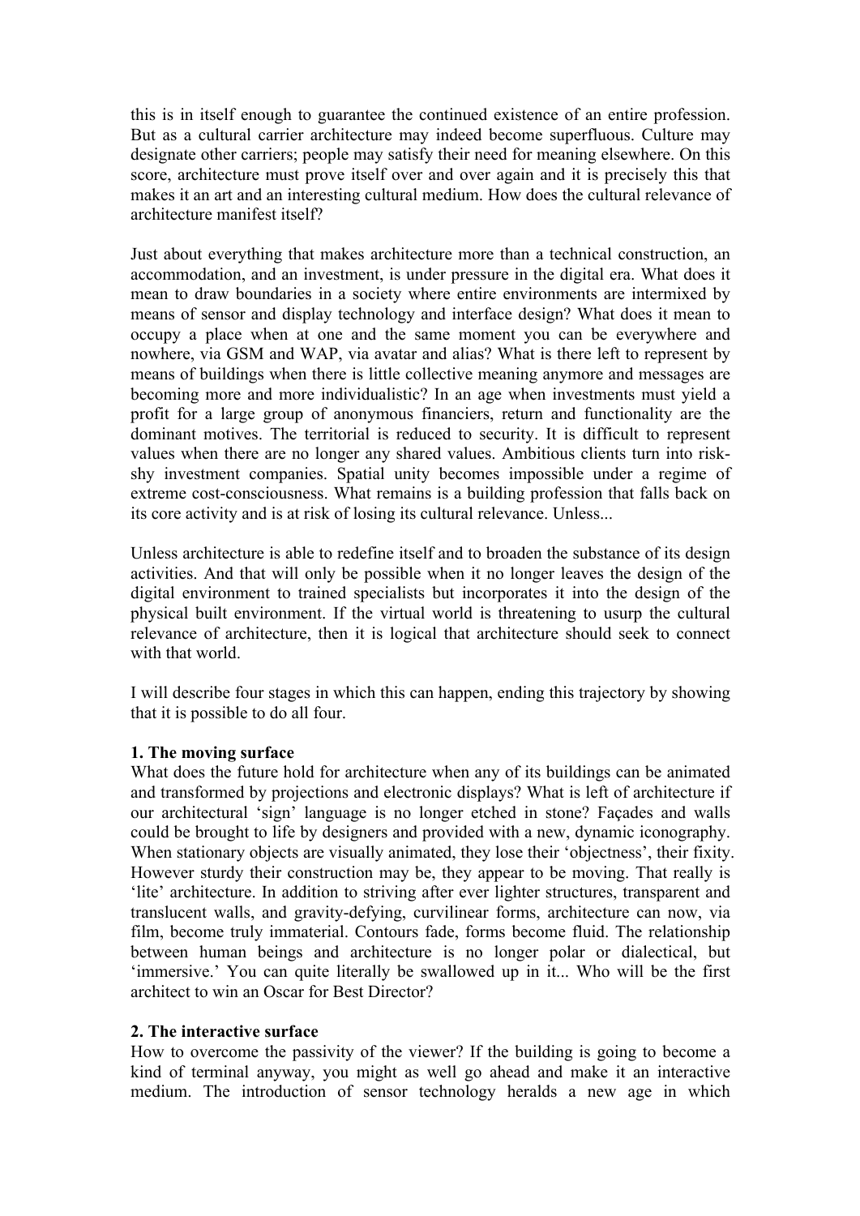this is in itself enough to guarantee the continued existence of an entire profession. But as a cultural carrier architecture may indeed become superfluous. Culture may designate other carriers; people may satisfy their need for meaning elsewhere. On this score, architecture must prove itself over and over again and it is precisely this that makes it an art and an interesting cultural medium. How does the cultural relevance of architecture manifest itself?

Just about everything that makes architecture more than a technical construction, an accommodation, and an investment, is under pressure in the digital era. What does it mean to draw boundaries in a society where entire environments are intermixed by means of sensor and display technology and interface design? What does it mean to occupy a place when at one and the same moment you can be everywhere and nowhere, via GSM and WAP, via avatar and alias? What is there left to represent by means of buildings when there is little collective meaning anymore and messages are becoming more and more individualistic? In an age when investments must yield a profit for a large group of anonymous financiers, return and functionality are the dominant motives. The territorial is reduced to security. It is difficult to represent values when there are no longer any shared values. Ambitious clients turn into risk-shy investment companies. Spatial unity becomes impossible under a regime of extreme cost-consciousness. What remains is a building profession that falls back on its core activity and is at risk of losing its cultural relevance. Unless...

Unless architecture is able to redefine itself and to broaden the substance of its design activities. And that will only be possible when it no longer leaves the design of the digital environment to trained specialists but incorporates it into the design of the physical built environment. If the virtual world is threatening to usurp the cultural relevance of architecture, then it is logical that architecture should seek to connect with that world.

I will describe four stages in which this can happen, ending this trajectory by showing that it is possible to do all four.

**1. The moving surface**

What does the future hold for architecture when any of its buildings can be animated and transformed by projections and electronic displays? What is left of architecture if our architectural 'sign' language is no longer etched in stone? Façades and walls could be brought to life by designers and provided with a new, dynamic iconography. When stationary objects are visually animated, they lose their 'objectness', their fixity. However sturdy their construction may be, they appear to be moving. That really is 'lite' architecture. In addition to striving after ever lighter structures, transparent and translucent walls, and gravity-defying, curvilinear forms, architecture can now, via film, become truly immaterial. Contours fade, forms become fluid. The relationship between human beings and architecture is no longer polar or dialectical, but 'immersive.' You can quite literally be swallowed up in it... Who will be the first architect to win an Oscar for Best Director?

**2. The interactive surface**

How to overcome the passivity of the viewer? If the building is going to become a kind of terminal anyway, you might as well go ahead and make it an interactive medium. The introduction of sensor technology heralds a new age in which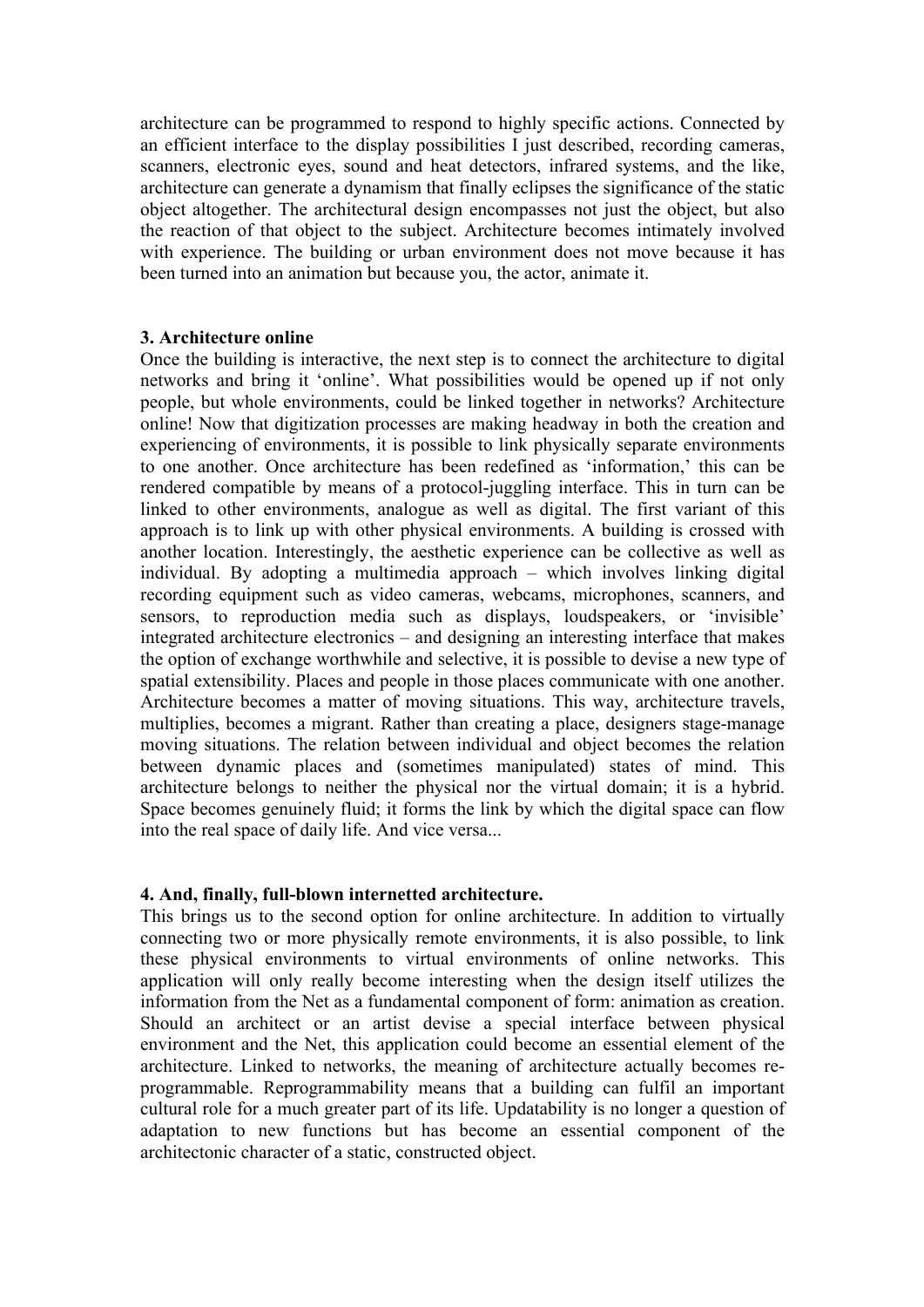architecture can be programmed to respond to highly specific actions. Connected by an efficient interface to the display possibilities I just described, recording cameras, scanners, electronic eyes, sound and heat detectors, infrared systems, and the like, architecture can generate a dynamism that finally eclipses the significance of the static object altogether. The architectural design encompasses not just the object, but also the reaction of that object to the subject. Architecture becomes intimately involved with experience. The building or urban environment does not move because it has been turned into an animation but because you, the actor, animate it.

### 3. Architecture online

Once the building is interactive, the next step is to connect the architecture to digital networks and bring it 'online'. What possibilities would be opened up if not only people, but whole environments, could be linked together in networks? Architecture online! Now that digitization processes are making headway in both the creation and experiencing of environments, it is possible to link physically separate environments to one another. Once architecture has been redefined as 'information,' this can be rendered compatible by means of a protocol-juggling interface. This in turn can be linked to other environments, analogue as well as digital. The first variant of this approach is to link up with other physical environments. A building is crossed with another location. Interestingly, the aesthetic experience can be collective as well as individual. By adopting a multimedia approach – which involves linking digital recording equipment such as video cameras, webcams, microphones, scanners, and sensors, to reproduction media such as displays, loudspeakers, or 'invisible' integrated architecture electronics – and designing an interesting interface that makes the option of exchange worthwhile and selective, it is possible to devise a new type of spatial extensibility. Places and people in those places communicate with one another. Architecture becomes a matter of moving situations. This way, architecture travels, multiplies, becomes a migrant. Rather than creating a place, designers stage-manage moving situations. The relation between individual and object becomes the relation between dynamic places and (sometimes manipulated) states of mind. This architecture belongs to neither the physical nor the virtual domain; it is a hybrid. Space becomes genuinely fluid; it forms the link by which the digital space can flow into the real space of daily life. And vice versa...

### 4. And, finally, full-blown internetted architecture.

This brings us to the second option for online architecture. In addition to virtually connecting two or more physically remote environments, it is also possible, to link these physical environments to virtual environments of online networks. This application will only really become interesting when the design itself utilizes the information from the Net as a fundamental component of form: animation as creation. Should an architect or an artist devise a special interface between physical environment and the Net, this application could become an essential element of the architecture. Linked to networks, the meaning of architecture actually becomes re-programmable. Reprogrammability means that a building can fulfil an important cultural role for a much greater part of its life. Updatability is no longer a question of adaptation to new functions but has become an essential component of the architectonic character of a static, constructed object.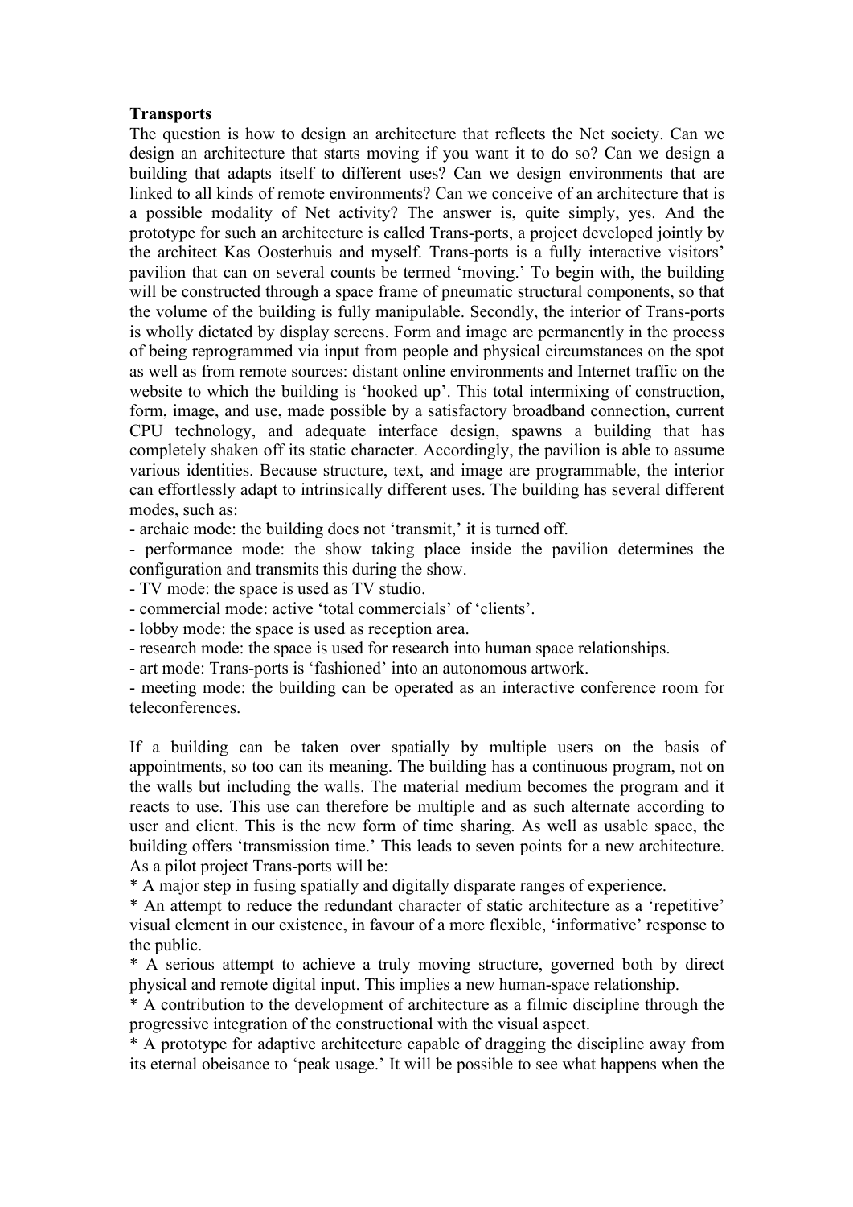**Transports**

The question is how to design an architecture that reflects the Net society. Can we design an architecture that starts moving if you want it to do so? Can we design a building that adapts itself to different uses? Can we design environments that are linked to all kinds of remote environments? Can we conceive of an architecture that is a possible modality of Net activity? The answer is, quite simply, yes. And the prototype for such an architecture is called Trans-ports, a project developed jointly by the architect Kas Oosterhuis and myself. Trans-ports is a fully interactive visitors' pavilion that can on several counts be termed 'moving.' To begin with, the building will be constructed through a space frame of pneumatic structural components, so that the volume of the building is fully manipulable. Secondly, the interior of Trans-ports is wholly dictated by display screens. Form and image are permanently in the process of being reprogrammed via input from people and physical circumstances on the spot as well as from remote sources: distant online environments and Internet traffic on the website to which the building is 'hooked up'. This total intermixing of construction, form, image, and use, made possible by a satisfactory broadband connection, current CPU technology, and adequate interface design, spawns a building that has completely shaken off its static character. Accordingly, the pavilion is able to assume various identities. Because structure, text, and image are programmable, the interior can effortlessly adapt to intrinsically different uses. The building has several different modes, such as:

- archaic mode: the building does not 'transmit,' it is turned off.
- performance mode: the show taking place inside the pavilion determines the configuration and transmits this during the show.
- TV mode: the space is used as TV studio.
- commercial mode: active 'total commercials' of 'clients'.
- lobby mode: the space is used as reception area.
- research mode: the space is used for research into human space relationships.
- art mode: Trans-ports is 'fashioned' into an autonomous artwork.
- meeting mode: the building can be operated as an interactive conference room for teleconferences.

If a building can be taken over spatially by multiple users on the basis of appointments, so too can its meaning. The building has a continuous program, not on the walls but including the walls. The material medium becomes the program and it reacts to use. This use can therefore be multiple and as such alternate according to user and client. This is the new form of time sharing. As well as usable space, the building offers 'transmission time.' This leads to seven points for a new architecture. As a pilot project Trans-ports will be:

* A major step in fusing spatially and digitally disparate ranges of experience.
* An attempt to reduce the redundant character of static architecture as a 'repetitive' visual element in our existence, in favour of a more flexible, 'informative' response to the public.
* A serious attempt to achieve a truly moving structure, governed both by direct physical and remote digital input. This implies a new human-space relationship.
* A contribution to the development of architecture as a filmic discipline through the progressive integration of the constructional with the visual aspect.
* A prototype for adaptive architecture capable of dragging the discipline away from its eternal obeisance to 'peak usage.' It will be possible to see what happens when the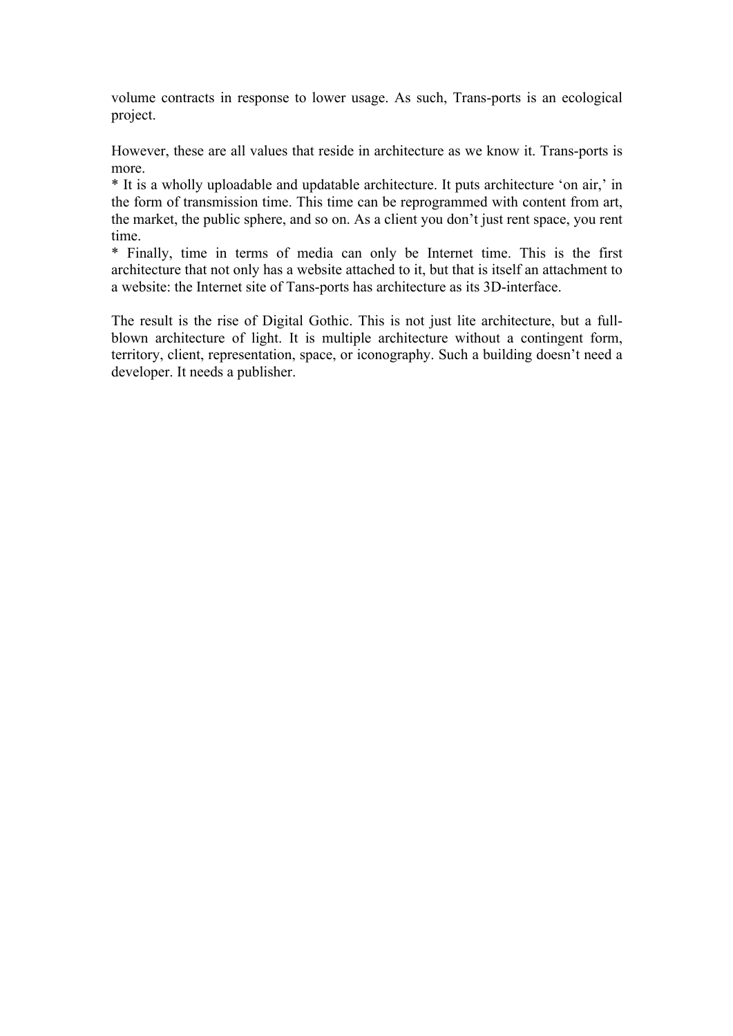volume contracts in response to lower usage. As such, Trans-ports is an ecological project.

However, these are all values that reside in architecture as we know it. Trans-ports is more.

* It is a wholly uploadable and updatable architecture. It puts architecture ‘on air,’ in the form of transmission time. This time can be reprogrammed with content from art, the market, the public sphere, and so on. As a client you don’t just rent space, you rent time.

* Finally, time in terms of media can only be Internet time. This is the first architecture that not only has a website attached to it, but that is itself an attachment to a website: the Internet site of Tans-ports has architecture as its 3D-interface.

The result is the rise of Digital Gothic. This is not just lite architecture, but a full-blown architecture of light. It is multiple architecture without a contingent form, territory, client, representation, space, or iconography. Such a building doesn’t need a developer. It needs a publisher.